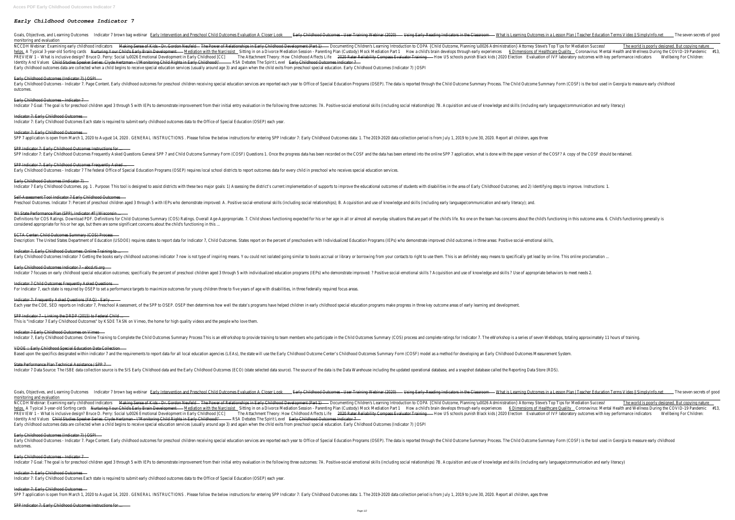# *Early Childhood Outcomes Indicator 7*

Goals, Objectives, and Learning Outcomes Indicator 7 brown bag webinar Early Intervention and Preschool Child Outcomes Evaluation A Closer Look Early Childhood Outcomes - User Training Webinar (2020) Using Early-Reading Indicators in the Classroom What is Learning Outcomes in a Lesson Plan | Teacher Education Terms Video || SimplyInfo.net The seven secrets of good monitoring and evaluation

NCCDH Webinar: Examining early childhood indicators Making Sense of Kids - Dr. Gordon Neufeld The Power of Relationships in Early Childhood Development (Part 1) Documenting Children's Learning Introduction to COPA {Child Outcome, Planning \u0026 Administration} Attorney Steve's Top Tips for Mediation Success! The world is poorly designed. But copying nature helps. A Typical 3-year-old Sorting cards Nurturing Your Child's Early Brain Development Mediation with the Narcissist Sitting in on a Divorce Mediation Session - Parenting Plan (Custody) Mock Mediation Part 1 How a child's brain develops through early experiences 6 Dimensions of Healthcare Quality Coronavirus: Mental Health and Wellness During the COVID-19 Pandemic #13, PREVIEW 1 – What is inclusive design? Bruce D. Perry: Social \u0026 Emotional Development in Early Childhood [CC] The Attachment Theory: How Childhood Affects Life 2020 Rater Reliability Compass Evaluator Training How US schools punish Black kids | 2020 Election Evaluation of IVF laboratory outcomes with key performance indicators Wellbeing For Children: Identity And Values Child Studies Speaker Series: Clyde Hertzman - \"Monitoring Child Rights in Early Childhood\" RSA Debates The Spirit Level Early Childhood Outcomes Indicator 7

Early childhood outcomes data are collected when a child begins to receive special education services (usually around age 3) and again when the child exits from preschool special education. Early Childhood Outcomes (Indicator 7) | OSPI

Early Childhood Outcomes (Indicator 7) | OSPI

Early Childhood Outcomes - Indicator 7. Page Content. Early childhood outcomes for preschool children receiving special education services are reported each year to Office of Special Education Programs (OSEP). The data is reported through the Child Outcome Summary Process. The Child Outcome Summary Form (COSF) is the tool used in Georgia to measure early childhood outcomes.

Early Childhood Outcomes - Indicator 7

Indicator 7 Goal: The goal is for preschool children aged 3 through 5 with IEPs to demonstrate improvement from their initial entry evaluation in the following three outcomes: 7A. Positive-social emotional skills (including social relationships) 7B. Acquisition and use of knowledge and skills (including early language/communication and early literacy)

Indicator 7: Early Childhood Outcomes

Indicator 7: Early Childhood Outcomes Each state is required to submit early childhood outcomes data to the Office of Special Education (OSEP) each year.

Indicator 7: Early Childhood Outcomes

SPP 7 application is open from March 1, 2020 to August 14, 2020 . GENERAL INSTRUCTIONS . Please follow the below instructions for entering SPP Indicator 7: Early Childhood Outcomes data: 1. The 2019-2020 data collection period is from July 1, 2019 to June 30, 2020. Report all children, ages three

SPP Indicator 7: Early Childhood Outcomes Instructions for ...

SPP Indicator 7: Early Childhood Outcomes Frequently Asked Questions General SPP 7 and Child Outcome Summary Form (COSF) Questions 1. Once the progress data has been recorded on the COSF and the data has been entered into the online SPP 7 application, what is done with the paper version of the COSF? A copy of the COSF should be retained.

SPP Indicator 7: Early Childhood Outcomes Frequently Asked ...

Early Childhood Outcomes - Indicator 7 The federal Office of Special Education Programs (OSEP) requires local school districts to report outcomes data for every child in preschool who receives special education services.

Early Childhood Outcomes (Indicator 7)

Indicator 7 Early Childhood Outcomes. pg. 1 . Purpose: This tool is designed to assist districts with these two major goals: 1) Assessing the district's current implementation of supports to improve the educational outcomes of students with disabilities in the area of Early Childhood Outcomes; and 2) Identifying steps to improve. Instructions: 1.

Self-Assessment Tool Indicator 7 Early Childhood Outcomes

Preschool Outcomes. Indicator 7: Percent of preschool children aged 3 through 5 with IEPs who demonstrate improved: A. Positive social-emotional skills (including social relationships); B. Acquisition and use of knowledge and skills (including early language/communication and early literacy); and.

WI State Performance Plan (SPP), Indicator #7 | Wisconsin ...

Definitions for COS Ratings. Download PDF. Definitions for Child Outcomes Summary (COS) Ratings. Overall Age-Apprpropriate. 7. Child shows functioning expected for his or her age in all or almost all everyday situations that are part of the child's life. No one on the team has concerns about the child's functioning in this outcome area. 6. Child's functioning generally is considered appropriate for his or her age, but there are some significant concerns about the child's functioning in this ...

ECTA Center: Child Outcomes Summary (COS) Process

Description: The United States Department of Education (USDOE) requires states to report data for Indicator 7, Child Outcomes. States report on the percent of preschoolers with Individualized Education Programs (IEPs) who demonstrate improved child outcomes in three areas: Positive social-emotional skills,

Indicator 7, Early Childhood Outcomes: Online Training to ...

Early Childhood Outcomes Indicator 7 Getting the books early childhood outcomes indicator 7 now is not type of inspiring means. You could not isolated going similar to books accrual or library or borrowing from your contacts to right to use them. This is an definitely easy means to specifically get lead by on-line. This online proclamation ...

Early Childhood Outcomes Indicator 7 - abcd.rti.org

Indicator 7 focuses on early childhood special education outcomes; specifically the percent of preschool children aged 3 through 5 with individualized education programs (IEPs) who demonstrate improved: ? Positive social-emotional skills ? Acquisition and use of knowledge and skills ? Use of appropriate behaviors to meet needs 2.

Indicator 7 Child Outcomes Frequently Asked Questions

For Indicator 7, each state is required by OSEP to set a performance targets to maximize outcomes for young children three to five years of age with disabilities, in three federally required focus areas.

Indicator 7: Frequently Asked Questions (FAQ) - Early ...

Each year the CDE, SED reports on Indicator 7, Preschool Assessment, of the SPP to OSEP. OSEP then determines how well the state's programs have helped children in early childhood special education programs make progress in three key outcome areas of early learning and development.

SPP Indicator 7 - Linking the DRDP (2015) to Federal Child ...

This is "Indicator 7 Early Childhood Outcomes" by KSDE TASN on Vimeo, the home for high quality videos and the people who love them.

Indicator 7 Early Childhood Outcomes on Vimeo

Indicator 7, Early Childhood Outcomes: Online Training to Complete the Child Outcomes Summary Process This is an eWorkshop to provide training to team members who participate in the Child Outcomes Summary (COS) process and complete ratings for Indicator 7. The eWorkshop is a series of seven Webshops, totaling approximately 11 hours of training.

VDOE :: Early Childhood Special Education Data Collection

Based upon the specifics designated within indicator 7 and the requirements to report data for all local education agencies (LEAs), the state will use the Early Childhood Outcome Center's Childhood Outcomes Summary Form (COSF) model as a method for developing an Early Childhood Outcomes Measurement System.

State Performance Plan Technical Assistance / SPP 7

Indicator 7 Data Source: The ISBE data collection source is the SIS Early Childhood data and the Early Childhood Outcomes (ECO) (state selected data source). The source of the data is the Data Warehouse including the updated operational database, and a snapshot database called the Reporting Data Store (RDS).

Goals, Objectives, and Learning Outcomes Indicator 7 brown bag webinar Early Intervention and Preschool Child Outcomes Evaluation A Closer Look Early Childhood Outcomes - User Training Webinar (2020) Using Early-Reading Indicators in the Classroom What is Learning Outcomes in a Lesson Plan | Teacher Education Terms Video || SimplyInfo.net The seven secrets of good monitoring and evaluation

NCCDH Webinar: Examining early childhood indicators Making Sense of Kids - Dr. Gordon Neufeld The Power of Relationships in Early Childhood Development (Part 1) Documenting Children's Learning Introduction to COPA {Child Outcome, Planning \u0026 Administration} Attorney Steve's Top Tips for Mediation Success! The world is poorly designed. But copying nature helps. A Typical 3-year-old Sorting cards Nurturing Your Child's Early Brain Development Mediation with the Narcissist Sitting in on a Divorce Mediation Session - Parenting Plan (Custody) Mock Mediation Part 1 How a child's brain develops through early experiences 6 Dimensions of Healthcare Quality Coronavirus: Mental Health and Wellness During the COVID-19 Pandemic #13, PREVIEW 1 – What is inclusive design? Bruce D. Perry: Social \u0026 Emotional Development in Early Childhood [CC] The Attachment Theory: How Childhood Affects Life 2020 Rater Reliability Compass Evaluator Training How US schools punish Black kids | 2020 Election Evaluation of IVF laboratory outcomes with key performance indicators Wellbeing For Children: Identity And Values Child Studies Speaker Series: Clyde Hertzman - \"Monitoring Child Rights in Early Childhood\" RSA Debates The Spirit Level Early Childhood Outcomes Indicator 7

Early childhood outcomes data are collected when a child begins to receive special education services (usually around age 3) and again when the child exits from preschool special education. Early Childhood Outcomes (Indicator 7) | OSPI

Early Childhood Outcomes (Indicator 7) | OSPI

Early Childhood Outcomes - Indicator 7. Page Content. Early childhood outcomes for preschool children receiving special education services are reported each year to Office of Special Education Programs (OSEP). The data is reported through the Child Outcome Summary Process. The Child Outcome Summary Form (COSF) is the tool used in Georgia to measure early childhood outcomes.

Early Childhood Outcomes - Indicator 7

Indicator 7 Goal: The goal is for preschool children aged 3 through 5 with IEPs to demonstrate improvement from their initial entry evaluation in the following three outcomes: 7A. Positive-social emotional skills (including social relationships) 7B. Acquisition and use of knowledge and skills (including early language/communication and early literacy)

Indicator 7: Early Childhood Outcomes

Indicator 7: Early Childhood Outcomes Each state is required to submit early childhood outcomes data to the Office of Special Education (OSEP) each year.

Indicator 7: Early Childhood Outcomes

SPP 7 application is open from March 1, 2020 to August 14, 2020 . GENERAL INSTRUCTIONS . Please follow the below instructions for entering SPP Indicator 7: Early Childhood Outcomes data: 1. The 2019-2020 data collection period is from July 1, 2019 to June 30, 2020. Report all children, ages three

SPP Indicator 7: Early Childhood Outcomes Instructions for ...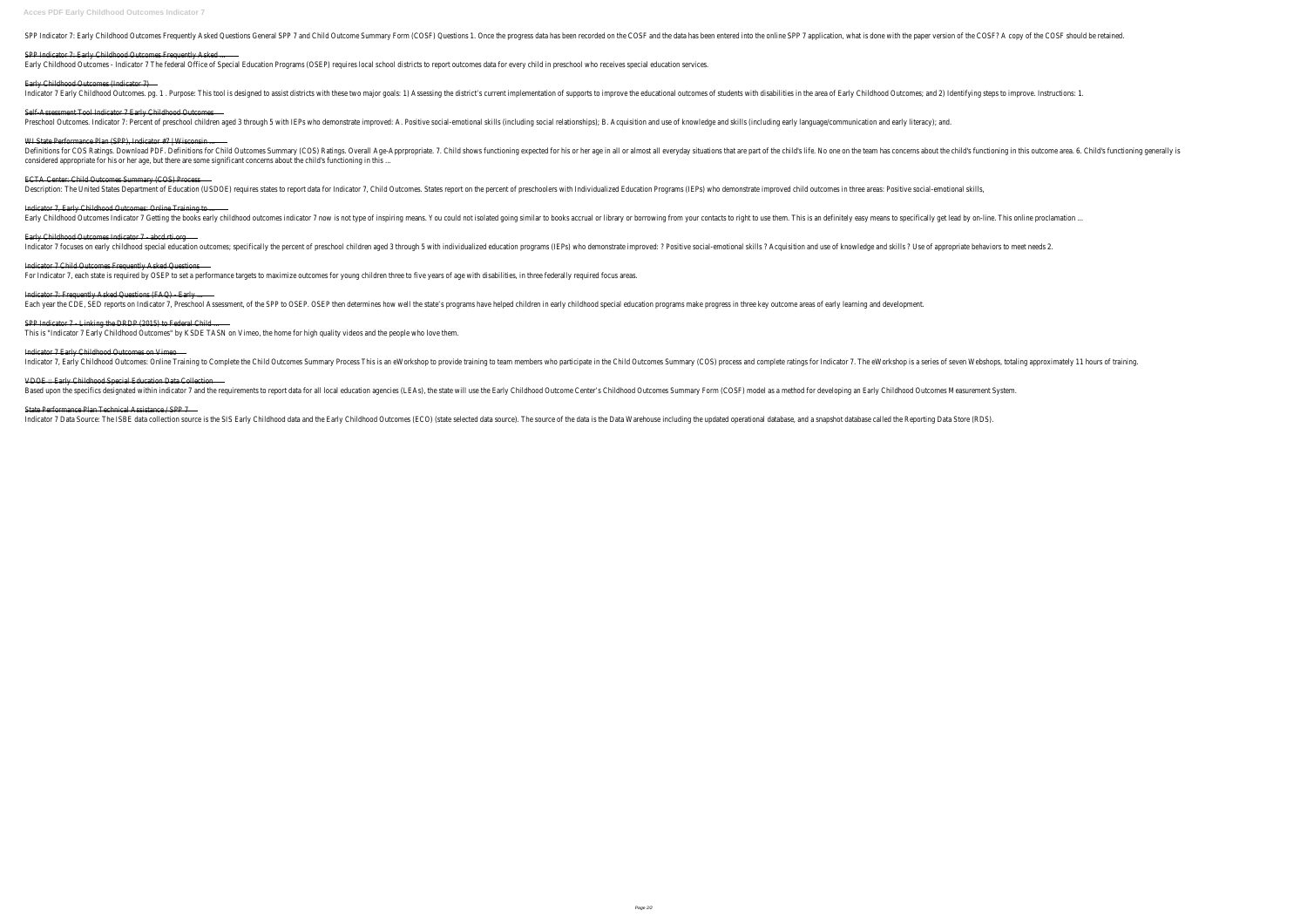SPP Indicator 7: Early Childhood Outcomes Frequently Asked Questions General SPP 7 and Child Outcome Summary Form (COSF) Questions 1. Once the progress data has been recorded on the COSF and the data has been entered into the online SPP 7 application, what is done with the paper version of the COSF? A copy of the COSF should be retained.

SPP Indicator 7: Early Childhood Outcomes Frequently Asked ...

Early Childhood Outcomes - Indicator 7 The federal Office of Special Education Programs (OSEP) requires local school districts to report outcomes data for every child in preschool who receives special education services.

Early Childhood Outcomes (Indicator 7)

Indicator 7 Early Childhood Outcomes. pg. 1 . Purpose: This tool is designed to assist districts with these two major goals: 1) Assessing the district's current implementation of supports to improve the educational outcomes of students with disabilities in the area of Early Childhood Outcomes; and 2) Identifying steps to improve. Instructions: 1.

Self-Assessment Tool Indicator 7 Early Childhood Outcomes

Preschool Outcomes. Indicator 7: Percent of preschool children aged 3 through 5 with IEPs who demonstrate improved: A. Positive social-emotional skills (including social relationships); B. Acquisition and use of knowledge and skills (including early language/communication and early literacy); and.

WI State Performance Plan (SPP), Indicator #7 | Wisconsin ...

Definitions for COS Ratings. Download PDF. Definitions for Child Outcomes Summary (COS) Ratings. Overall Age-Apprpropriate. 7. Child shows functioning expected for his or her age in all or almost all everyday situations that are part of the child's life. No one on the team has concerns about the child's functioning in this outcome area. 6. Child's functioning generally is considered appropriate for his or her age, but there are some significant concerns about the child's functioning in this ...

ECTA Center: Child Outcomes Summary (COS) Process

Description: The United States Department of Education (USDOE) requires states to report data for Indicator 7, Child Outcomes. States report on the percent of preschoolers with Individualized Education Programs (IEPs) who demonstrate improved child outcomes in three areas: Positive social-emotional skills,

Indicator 7, Early Childhood Outcomes: Online Training to ...

Early Childhood Outcomes Indicator 7 Getting the books early childhood outcomes indicator 7 now is not type of inspiring means. You could not isolated going similar to books accrual or library or borrowing from your contacts to right to use them. This is an definitely easy means to specifically get lead by on-line. This online proclamation ...

Early Childhood Outcomes Indicator 7 - abcd.rti.org

Indicator 7 focuses on early childhood special education outcomes; specifically the percent of preschool children aged 3 through 5 with individualized education programs (IEPs) who demonstrate improved: ? Positive social-emotional skills ? Acquisition and use of knowledge and skills ? Use of appropriate behaviors to meet needs 2.

Indicator 7 Child Outcomes Frequently Asked Questions

For Indicator 7, each state is required by OSEP to set a performance targets to maximize outcomes for young children three to five years of age with disabilities, in three federally required focus areas.

Indicator 7: Frequently Asked Questions (FAQ) - Early ...

Each year the CDE, SED reports on Indicator 7, Preschool Assessment, of the SPP to OSEP. OSEP then determines how well the state's programs have helped children in early childhood special education programs make progress in three key outcome areas of early learning and development.

SPP Indicator 7 - Linking the DRDP (2015) to Federal Child ...

This is "Indicator 7 Early Childhood Outcomes" by KSDE TASN on Vimeo, the home for high quality videos and the people who love them.

Indicator 7 Early Childhood Outcomes on Vimeo

Indicator 7, Early Childhood Outcomes: Online Training to Complete the Child Outcomes Summary Process This is an eWorkshop to provide training to team members who participate in the Child Outcomes Summary (COS) process and complete ratings for Indicator 7. The eWorkshop is a series of seven Webshops, totaling approximately 11 hours of training.

VDOE :: Early Childhood Special Education Data Collection

Based upon the specifics designated within indicator 7 and the requirements to report data for all local education agencies (LEAs), the state will use the Early Childhood Outcome Center's Childhood Outcomes Summary Form (COSF) model as a method for developing an Early Childhood Outcomes Measurement System.

State Performance Plan Technical Assistance / SPP 7

Indicator 7 Data Source: The ISBE data collection source is the SIS Early Childhood data and the Early Childhood Outcomes (ECO) (state selected data source). The source of the data is the Data Warehouse including the updated operational database, and a snapshot database called the Reporting Data Store (RDS).